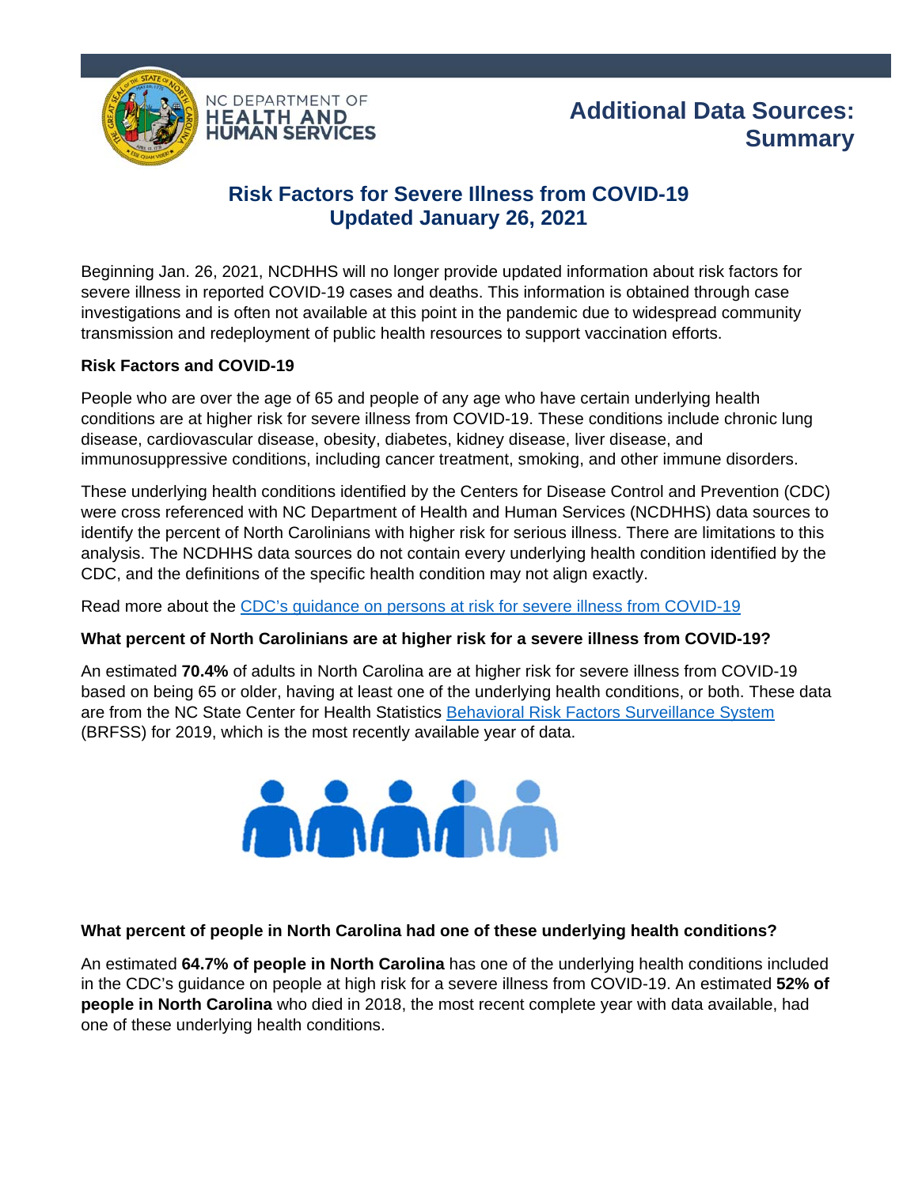NC DEPARTMENT OF HEALTH AND HUMAN SERVICES

## Additional Data Sources: Summary

# Risk Factors for Severe Illness from COVID-19
## Updated January 26, 2021

Beginning Jan. 26, 2021, NCDHHS will no longer provide updated information about risk factors for severe illness in reported COVID-19 cases and deaths. This information is obtained through case investigations and is often not available at this point in the pandemic due to widespread community transmission and redeployment of public health resources to support vaccination efforts.

**Risk Factors and COVID-19**

People who are over the age of 65 and people of any age who have certain underlying health conditions are at higher risk for severe illness from COVID-19. These conditions include chronic lung disease, cardiovascular disease, obesity, diabetes, kidney disease, liver disease, and immunosuppressive conditions, including cancer treatment, smoking, and other immune disorders.

These underlying health conditions identified by the Centers for Disease Control and Prevention (CDC) were cross referenced with NC Department of Health and Human Services (NCDHHS) data sources to identify the percent of North Carolinians with higher risk for serious illness. There are limitations to this analysis. The NCDHHS data sources do not contain every underlying health condition identified by the CDC, and the definitions of the specific health condition may not align exactly.

Read more about the [CDC's guidance on persons at risk for severe illness from COVID-19]()

**What percent of North Carolinians are at higher risk for a severe illness from COVID-19?**

An estimated **70.4%** of adults in North Carolina are at higher risk for severe illness from COVID-19 based on being 65 or older, having at least one of the underlying health conditions, or both. These data are from the NC State Center for Health Statistics [Behavioral Risk Factors Surveillance System]() (BRFSS) for 2019, which is the most recently available year of data.

**What percent of people in North Carolina had one of these underlying health conditions?**

An estimated **64.7% of people in North Carolina** has one of the underlying health conditions included in the CDC's guidance on people at high risk for a severe illness from COVID-19. An estimated **52% of people in North Carolina** who died in 2018, the most recent complete year with data available, had one of these underlying health conditions.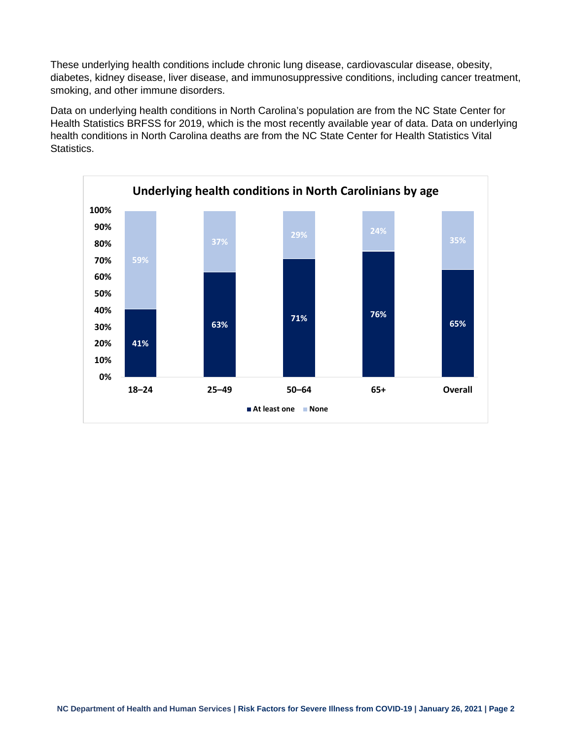These underlying health conditions include chronic lung disease, cardiovascular disease, obesity, diabetes, kidney disease, liver disease, and immunosuppressive conditions, including cancer treatment, smoking, and other immune disorders.

Data on underlying health conditions in North Carolina's population are from the NC State Center for Health Statistics BRFSS for 2019, which is the most recently available year of data. Data on underlying health conditions in North Carolina deaths are from the NC State Center for Health Statistics Vital Statistics.

**Underlying health conditions in North Carolinians by age**

| Age | At least one | None |
|---|---|---|
| 18–24 | 41% | 59% |
| 25–49 | 63% | 37% |
| 50–64 | 71% | 29% |
| 65+ | 76% | 24% |
| Overall | 65% | 35% |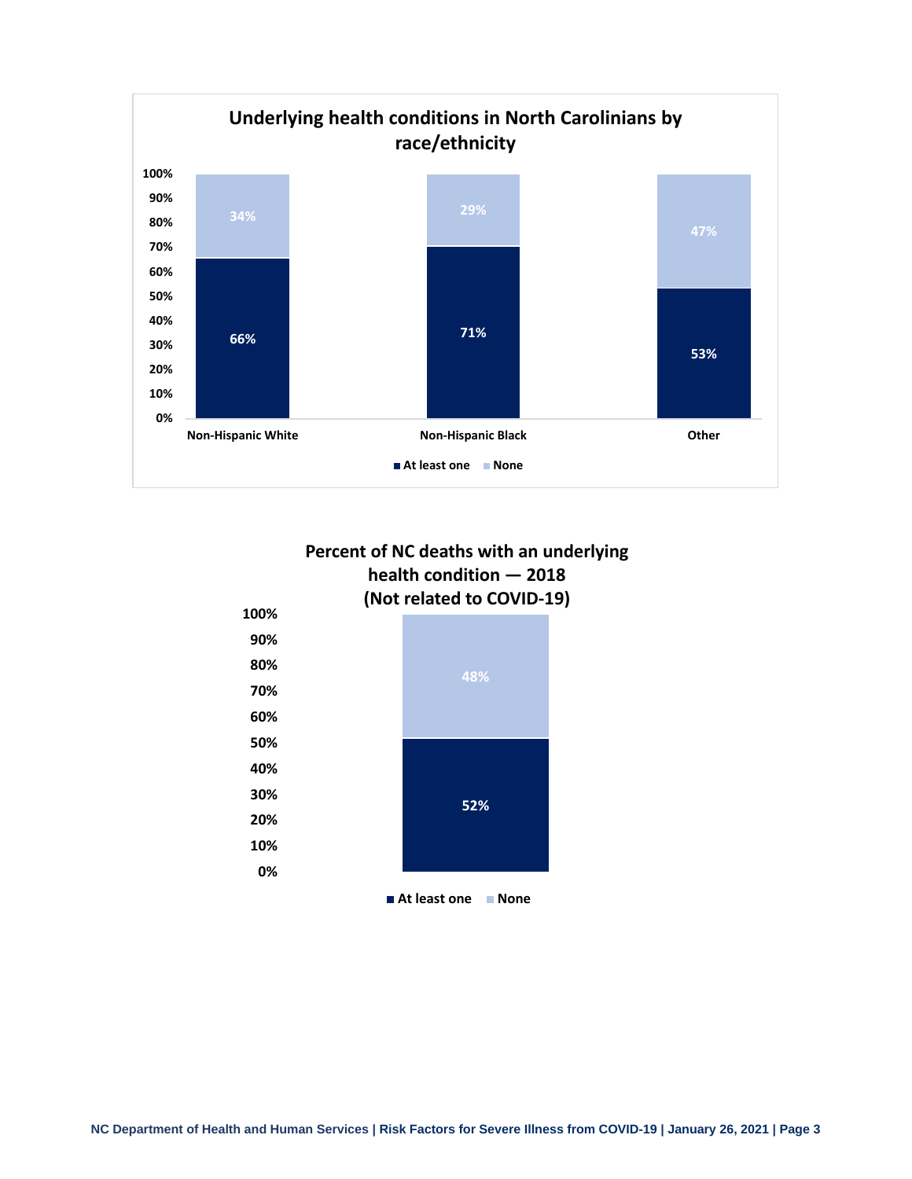**Underlying health conditions in North Carolinians by race/ethnicity**

100%
90%
80%
70%
60%
50%
40%
30%
20%
10%
0%

Non-Hispanic White: 66%, 34%

Non-Hispanic Black: 71%, 29%

Other: 53%, 47%

■ At least one ■ None

**Percent of NC deaths with an underlying health condition — 2018 (Not related to COVID-19)**

100%
90%
80%
70%
60%
50%
40%
30%
20%
10%
0%

52%
48%

■ At least one ■ None